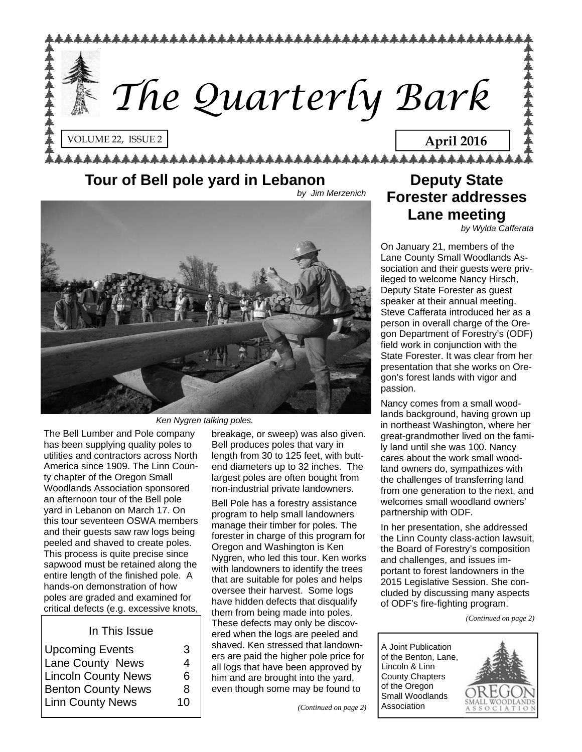# The Quarterly Bark

VOLUME 22, ISSUE 2

**April 2016**

## Tour of Bell pole yard in Lebanon

*by Jim Merzenich*

*Ken Nygren talking poles.*

The Bell Lumber and Pole company has been supplying quality poles to utilities and contractors across North America since 1909. The Linn County chapter of the Oregon Small Woodlands Association sponsored an afternoon tour of the Bell pole yard in Lebanon on March 17. On this tour seventeen OSWA members and their guests saw raw logs being peeled and shaved to create poles. This process is quite precise since sapwood must be retained along the entire length of the finished pole. A hands-on demonstration of how poles are graded and examined for critical defects (e.g. excessive knots, breakage, or sweep) was also given. Bell produces poles that vary in length from 30 to 125 feet, with butt-end diameters up to 32 inches. The largest poles are often bought from non-industrial private landowners.

Bell Pole has a forestry assistance program to help small landowners manage their timber for poles. The forester in charge of this program for Oregon and Washington is Ken Nygren, who led this tour. Ken works with landowners to identify the trees that are suitable for poles and helps oversee their harvest. Some logs have hidden defects that disqualify them from being made into poles. These defects may only be discovered when the logs are peeled and shaved. Ken stressed that landowners are paid the higher pole price for all logs that have been approved by him and are brought into the yard, even though some may be found to

*(Continued on page 2)*

| In This Issue | |
|---|---|
| Upcoming Events | 3 |
| Lane County News | 4 |
| Lincoln County News | 6 |
| Benton County News | 8 |
| Linn County News | 10 |

## Deputy State Forester addresses Lane meeting

*by Wylda Cafferata*

On January 21, members of the Lane County Small Woodlands Association and their guests were privileged to welcome Nancy Hirsch, Deputy State Forester as guest speaker at their annual meeting. Steve Cafferata introduced her as a person in overall charge of the Oregon Department of Forestry's (ODF) field work in conjunction with the State Forester. It was clear from her presentation that she works on Oregon's forest lands with vigor and passion.

Nancy comes from a small woodlands background, having grown up in northeast Washington, where her great-grandmother lived on the family land until she was 100. Nancy cares about the work small woodland owners do, sympathizes with the challenges of transferring land from one generation to the next, and welcomes small woodland owners' partnership with ODF.

In her presentation, she addressed the Linn County class-action lawsuit, the Board of Forestry's composition and challenges, and issues important to forest landowners in the 2015 Legislative Session. She concluded by discussing many aspects of ODF's fire-fighting program.

*(Continued on page 2)*

A Joint Publication of the Benton, Lane, Lincoln & Linn County Chapters of the Oregon Small Woodlands Association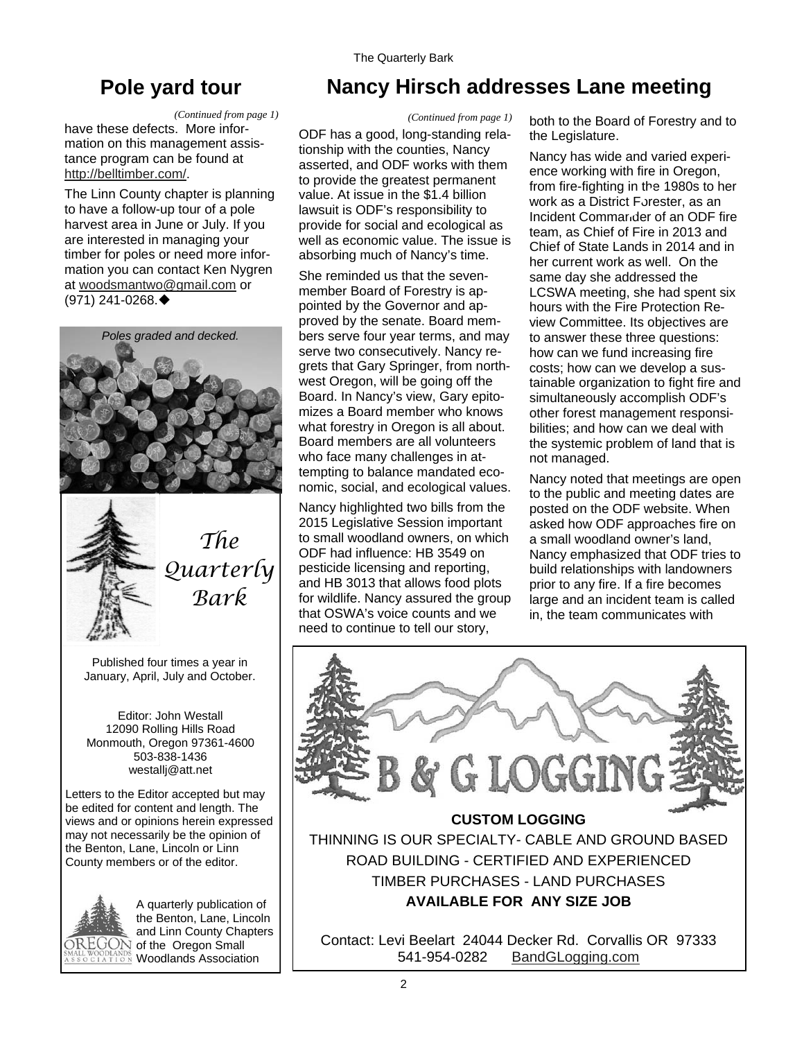## Pole yard tour

*(Continued from page 1)*

have these defects. More information on this management assistance program can be found at http://belltimber.com/.

The Linn County chapter is planning to have a follow-up tour of a pole harvest area in June or July. If you are interested in managing your timber for poles or need more information you can contact Ken Nygren at woodsmantwo@gmail.com or (971) 241-0268.◆

*Poles graded and decked.*

*The Quarterly Bark*

Published four times a year in January, April, July and October.

Editor: John Westall
12090 Rolling Hills Road
Monmouth, Oregon 97361-4600
503-838-1436
westallj@att.net

Letters to the Editor accepted but may be edited for content and length. The views and or opinions herein expressed may not necessarily be the opinion of the Benton, Lane, Lincoln or Linn County members or of the editor.

A quarterly publication of the Benton, Lane, Lincoln and Linn County Chapters of the Oregon Small Woodlands Association

## Nancy Hirsch addresses Lane meeting

*(Continued from page 1)*

ODF has a good, long-standing relationship with the counties, Nancy asserted, and ODF works with them to provide the greatest permanent value. At issue in the $1.4 billion lawsuit is ODF's responsibility to provide for social and ecological as well as economic value. The issue is absorbing much of Nancy's time.

She reminded us that the seven-member Board of Forestry is appointed by the Governor and approved by the senate. Board members serve four year terms, and may serve two consecutively. Nancy regrets that Gary Springer, from northwest Oregon, will be going off the Board. In Nancy's view, Gary epitomizes a Board member who knows what forestry in Oregon is all about. Board members are all volunteers who face many challenges in attempting to balance mandated economic, social, and ecological values.

Nancy highlighted two bills from the 2015 Legislative Session important to small woodland owners, on which ODF had influence: HB 3549 on pesticide licensing and reporting, and HB 3013 that allows food plots for wildlife. Nancy assured the group that OSWA's voice counts and we need to continue to tell our story, both to the Board of Forestry and to the Legislature.

Nancy has wide and varied experience working with fire in Oregon, from fire-fighting in the 1980s to her work as a District Forester, as an Incident Commander of an ODF fire team, as Chief of Fire in 2013 and Chief of State Lands in 2014 and in her current work as well. On the same day she addressed the LCSWA meeting, she had spent six hours with the Fire Protection Review Committee. Its objectives are to answer these three questions: how can we fund increasing fire costs; how can we develop a sustainable organization to fight fire and simultaneously accomplish ODF's other forest management responsibilities; and how can we deal with the systemic problem of land that is not managed.

Nancy noted that meetings are open to the public and meeting dates are posted on the ODF website. When asked how ODF approaches fire on a small woodland owner's land, Nancy emphasized that ODF tries to build relationships with landowners prior to any fire. If a fire becomes large and an incident team is called in, the team communicates with

---

**B & G LOGGING**

**CUSTOM LOGGING**

THINNING IS OUR SPECIALTY- CABLE AND GROUND BASED

ROAD BUILDING - CERTIFIED AND EXPERIENCED

TIMBER PURCHASES - LAND PURCHASES

**AVAILABLE FOR ANY SIZE JOB**

Contact: Levi Beelart 24044 Decker Rd. Corvallis OR 97333
541-954-0282 BandGLogging.com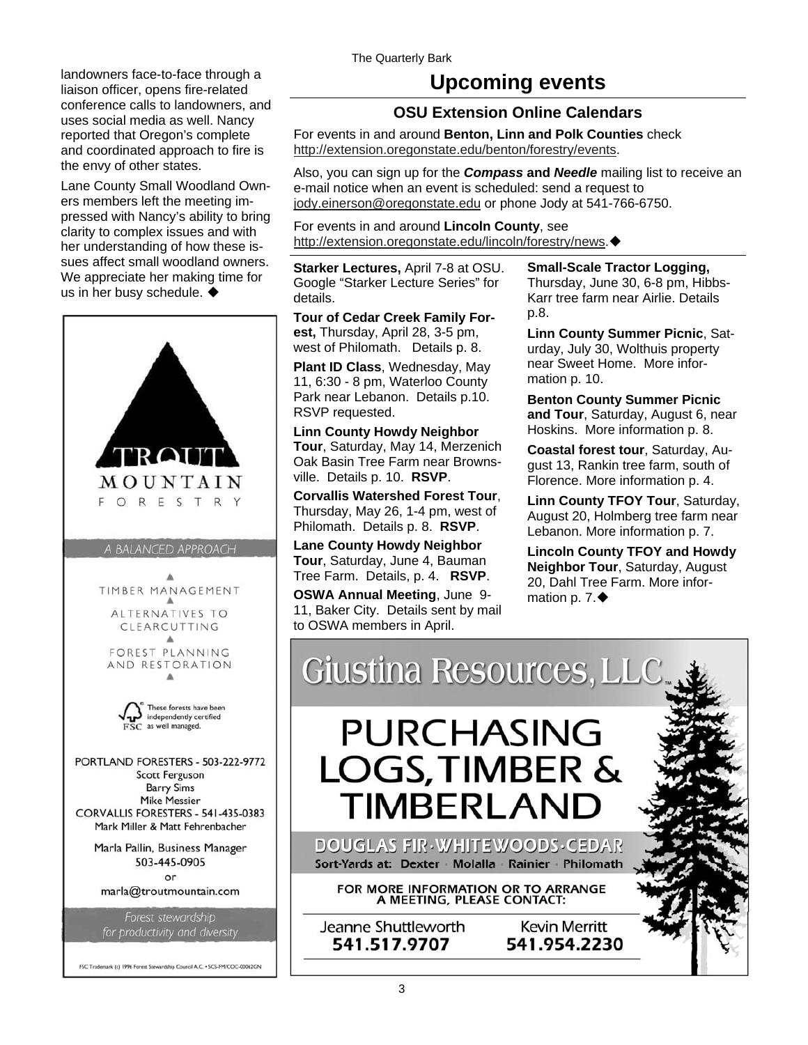landowners face-to-face through a liaison officer, opens fire-related conference calls to landowners, and uses social media as well. Nancy reported that Oregon's complete and coordinated approach to fire is the envy of other states.

Lane County Small Woodland Owners members left the meeting impressed with Nancy's ability to bring clarity to complex issues and with her understanding of how these issues affect small woodland owners. We appreciate her making time for us in her busy schedule. ◆

TROUT MOUNTAIN FORESTRY

A BALANCED APPROACH

TIMBER MANAGEMENT

ALTERNATIVES TO CLEARCUTTING

FOREST PLANNING AND RESTORATION

These forests have been independently certified as well managed.

PORTLAND FORESTERS - 503-222-9772
Scott Ferguson
Barry Sims
Mike Messier
CORVALLIS FORESTERS - 541-435-0383
Mark Miller & Matt Fehrenbacher

Marla Pallin, Business Manager
503-445-0905
or
marla@troutmountain.com

Forest stewardship for productivity and diversity

FSC Trademark (c) 1996 Forest Stewardship Council A.C. • SCS-FM/COC-00062GN

# Upcoming events

## OSU Extension Online Calendars

For events in and around **Benton, Linn and Polk Counties** check http://extension.oregonstate.edu/benton/forestry/events.

Also, you can sign up for the ***Compass*** **and** ***Needle*** mailing list to receive an e-mail notice when an event is scheduled: send a request to jody.einerson@oregonstate.edu or phone Jody at 541-766-6750.

For events in and around **Lincoln County**, see http://extension.oregonstate.edu/lincoln/forestry/news.◆

**Starker Lectures,** April 7-8 at OSU. Google "Starker Lecture Series" for details.

**Tour of Cedar Creek Family Forest,** Thursday, April 28, 3-5 pm, west of Philomath. Details p. 8.

**Plant ID Class**, Wednesday, May 11, 6:30 - 8 pm, Waterloo County Park near Lebanon. Details p.10. RSVP requested.

**Linn County Howdy Neighbor Tour**, Saturday, May 14, Merzenich Oak Basin Tree Farm near Brownsville. Details p. 10. **RSVP**.

**Corvallis Watershed Forest Tour**, Thursday, May 26, 1-4 pm, west of Philomath. Details p. 8. **RSVP**.

**Lane County Howdy Neighbor Tour**, Saturday, June 4, Bauman Tree Farm. Details, p. 4. **RSVP**.

**OSWA Annual Meeting**, June 9-11, Baker City. Details sent by mail to OSWA members in April.

**Small-Scale Tractor Logging,** Thursday, June 30, 6-8 pm, Hibbs-Karr tree farm near Airlie. Details p.8.

**Linn County Summer Picnic**, Saturday, July 30, Wolthuis property near Sweet Home. More information p. 10.

**Benton County Summer Picnic and Tour**, Saturday, August 6, near Hoskins. More information p. 8.

**Coastal forest tour**, Saturday, August 13, Rankin tree farm, south of Florence. More information p. 4.

**Linn County TFOY Tour**, Saturday, August 20, Holmberg tree farm near Lebanon. More information p. 7.

**Lincoln County TFOY and Howdy Neighbor Tour**, Saturday, August 20, Dahl Tree Farm. More information p. 7.◆

Giustina Resources, LLC

PURCHASING LOGS, TIMBER & TIMBERLAND

DOUGLAS FIR · WHITEWOODS · CEDAR

Sort-Yards at: Dexter · Molalla · Rainier · Philomath

FOR MORE INFORMATION OR TO ARRANGE A MEETING, PLEASE CONTACT:

Jeanne Shuttleworth 541.517.9707

Kevin Merritt 541.954.2230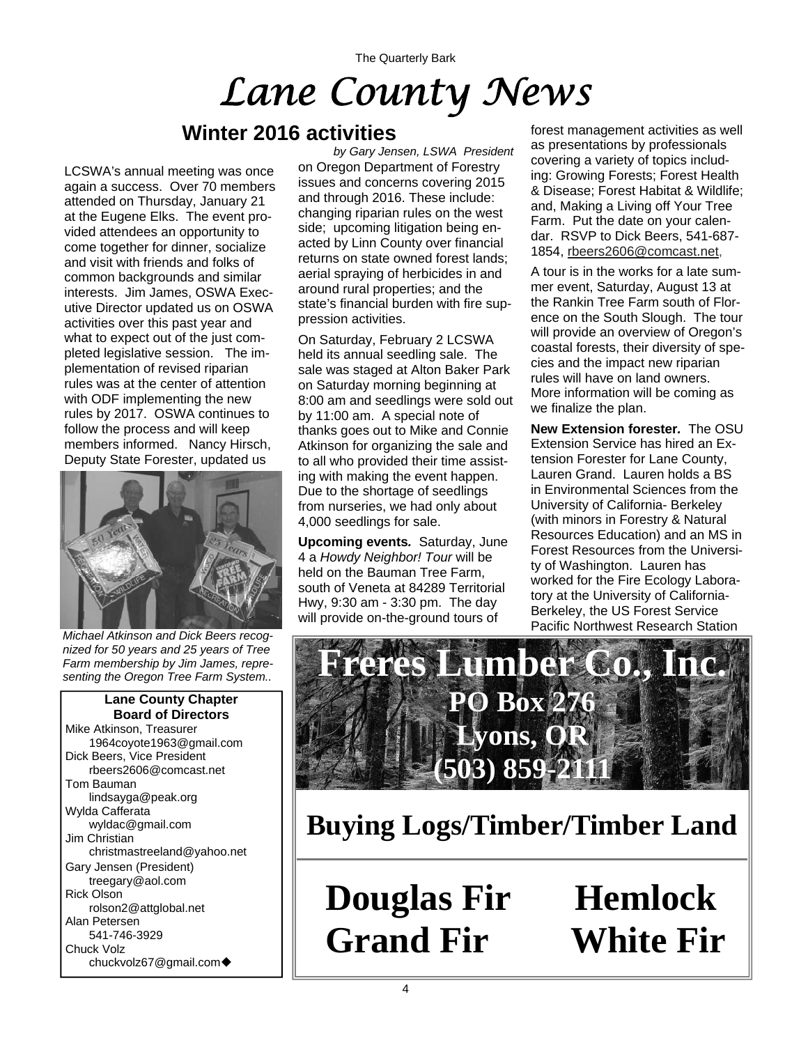# Lane County News

## Winter 2016 activities

*by Gary Jensen, LSWA President*

LCSWA's annual meeting was once again a success. Over 70 members attended on Thursday, January 21 at the Eugene Elks. The event provided attendees an opportunity to come together for dinner, socialize and visit with friends and folks of common backgrounds and similar interests. Jim James, OSWA Executive Director updated us on OSWA activities over this past year and what to expect out of the just completed legislative session. The implementation of revised riparian rules was at the center of attention with ODF implementing the new rules by 2017. OSWA continues to follow the process and will keep members informed. Nancy Hirsch, Deputy State Forester, updated us on Oregon Department of Forestry issues and concerns covering 2015 and through 2016. These include: changing riparian rules on the west side; upcoming litigation being enacted by Linn County over financial returns on state owned forest lands; aerial spraying of herbicides in and around rural properties; and the state's financial burden with fire suppression activities.

*Michael Atkinson and Dick Beers recognized for 50 years and 25 years of Tree Farm membership by Jim James, representing the Oregon Tree Farm System..*

On Saturday, February 2 LCSWA held its annual seedling sale. The sale was staged at Alton Baker Park on Saturday morning beginning at 8:00 am and seedlings were sold out by 11:00 am. A special note of thanks goes out to Mike and Connie Atkinson for organizing the sale and to all who provided their time assisting with making the event happen. Due to the shortage of seedlings from nurseries, we had only about 4,000 seedlings for sale.

**Upcoming events.** Saturday, June 4 a *Howdy Neighbor! Tour* will be held on the Bauman Tree Farm, south of Veneta at 84289 Territorial Hwy, 9:30 am - 3:30 pm. The day will provide on-the-ground tours of forest management activities as well as presentations by professionals covering a variety of topics including: Growing Forests; Forest Health & Disease; Forest Habitat & Wildlife; and, Making a Living off Your Tree Farm. Put the date on your calendar. RSVP to Dick Beers, 541-687-1854, rbeers2606@comcast.net,

A tour is in the works for a late summer event, Saturday, August 13 at the Rankin Tree Farm south of Florence on the South Slough. The tour will provide an overview of Oregon's coastal forests, their diversity of species and the impact new riparian rules will have on land owners. More information will be coming as we finalize the plan.

**New Extension forester.** The OSU Extension Service has hired an Extension Forester for Lane County, Lauren Grand. Lauren holds a BS in Environmental Sciences from the University of California- Berkeley (with minors in Forestry & Natural Resources Education) and an MS in Forest Resources from the University of Washington. Lauren has worked for the Fire Ecology Laboratory at the University of California-Berkeley, the US Forest Service Pacific Northwest Research Station

**Lane County Chapter Board of Directors**

Mike Atkinson, Treasurer
1964coyote1963@gmail.com
Dick Beers, Vice President
rbeers2606@comcast.net
Tom Bauman
lindsayga@peak.org
Wylda Cafferata
wyldac@gmail.com
Jim Christian
christmastreeland@yahoo.net
Gary Jensen (President)
treegary@aol.com
Rick Olson
rolson2@attglobal.net
Alan Petersen
541-746-3929
Chuck Volz
chuckvolz67@gmail.com◆

**Freres Lumber Co., Inc.**
**PO Box 276**
**Lyons, OR**
**(503) 859-2111**

**Buying Logs/Timber/Timber Land**

**Douglas Fir Hemlock**
**Grand Fir White Fir**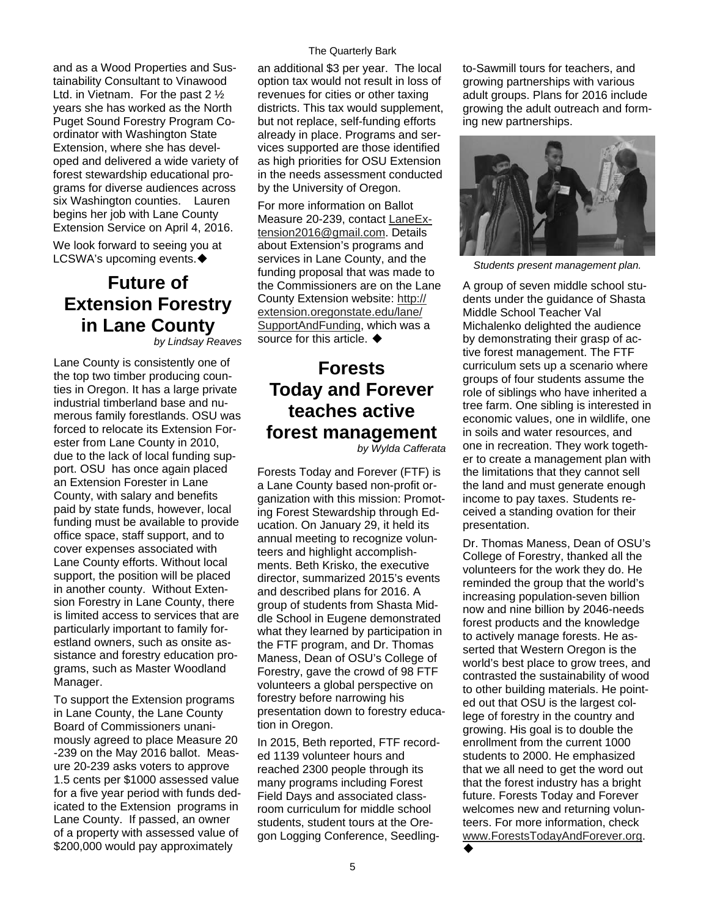and as a Wood Properties and Sustainability Consultant to Vinawood Ltd. in Vietnam. For the past 2 ½ years she has worked as the North Puget Sound Forestry Program Coordinator with Washington State Extension, where she has developed and delivered a wide variety of forest stewardship educational programs for diverse audiences across six Washington counties. Lauren begins her job with Lane County Extension Service on April 4, 2016.

We look forward to seeing you at LCSWA's upcoming events.◆

## Future of Extension Forestry in Lane County

*by Lindsay Reaves*

Lane County is consistently one of the top two timber producing counties in Oregon. It has a large private industrial timberland base and numerous family forestlands. OSU was forced to relocate its Extension Forester from Lane County in 2010, due to the lack of local funding support. OSU has once again placed an Extension Forester in Lane County, with salary and benefits paid by state funds, however, local funding must be available to provide office space, staff support, and to cover expenses associated with Lane County efforts. Without local support, the position will be placed in another county. Without Extension Forestry in Lane County, there is limited access to services that are particularly important to family forestland owners, such as onsite assistance and forestry education programs, such as Master Woodland Manager.

To support the Extension programs in Lane County, the Lane County Board of Commissioners unanimously agreed to place Measure 20-239 on the May 2016 ballot. Measure 20-239 asks voters to approve 1.5 cents per $1000 assessed value for a five year period with funds dedicated to the Extension programs in Lane County. If passed, an owner of a property with assessed value of $200,000 would pay approximately an additional $3 per year. The local option tax would not result in loss of revenues for cities or other taxing districts. This tax would supplement, but not replace, self-funding efforts already in place. Programs and services supported are those identified as high priorities for OSU Extension in the needs assessment conducted by the University of Oregon.

For more information on Ballot Measure 20-239, contact LaneExtension2016@gmail.com. Details about Extension's programs and services in Lane County, and the funding proposal that was made to the Commissioners are on the Lane County Extension website: http://extension.oregonstate.edu/lane/SupportAndFunding, which was a source for this article. ◆

## Forests Today and Forever teaches active forest management

*by Wylda Cafferata*

Forests Today and Forever (FTF) is a Lane County based non-profit organization with this mission: Promoting Forest Stewardship through Education. On January 29, it held its annual meeting to recognize volunteers and highlight accomplishments. Beth Krisko, the executive director, summarized 2015's events and described plans for 2016. A group of students from Shasta Middle School in Eugene demonstrated what they learned by participation in the FTF program, and Dr. Thomas Maness, Dean of OSU's College of Forestry, gave the crowd of 98 FTF volunteers a global perspective on forestry before narrowing his presentation down to forestry education in Oregon.

In 2015, Beth reported, FTF recorded 1139 volunteer hours and reached 2300 people through its many programs including Forest Field Days and associated classroom curriculum for middle school students, student tours at the Oregon Logging Conference, Seedling-to-Sawmill tours for teachers, and growing partnerships with various adult groups. Plans for 2016 include growing the adult outreach and forming new partnerships.

*Students present management plan.*

A group of seven middle school students under the guidance of Shasta Middle School Teacher Val Michalenko delighted the audience by demonstrating their grasp of active forest management. The FTF curriculum sets up a scenario where groups of four students assume the role of siblings who have inherited a tree farm. One sibling is interested in economic values, one in wildlife, one in soils and water resources, and one in recreation. They work together to create a management plan with the limitations that they cannot sell the land and must generate enough income to pay taxes. Students received a standing ovation for their presentation.

Dr. Thomas Maness, Dean of OSU's College of Forestry, thanked all the volunteers for the work they do. He reminded the group that the world's increasing population-seven billion now and nine billion by 2046-needs forest products and the knowledge to actively manage forests. He asserted that Western Oregon is the world's best place to grow trees, and contrasted the sustainability of wood to other building materials. He pointed out that OSU is the largest college of forestry in the country and growing. His goal is to double the enrollment from the current 1000 students to 2000. He emphasized that we all need to get the word out that the forest industry has a bright future. Forests Today and Forever welcomes new and returning volunteers. For more information, check www.ForestsTodayAndForever.org. ◆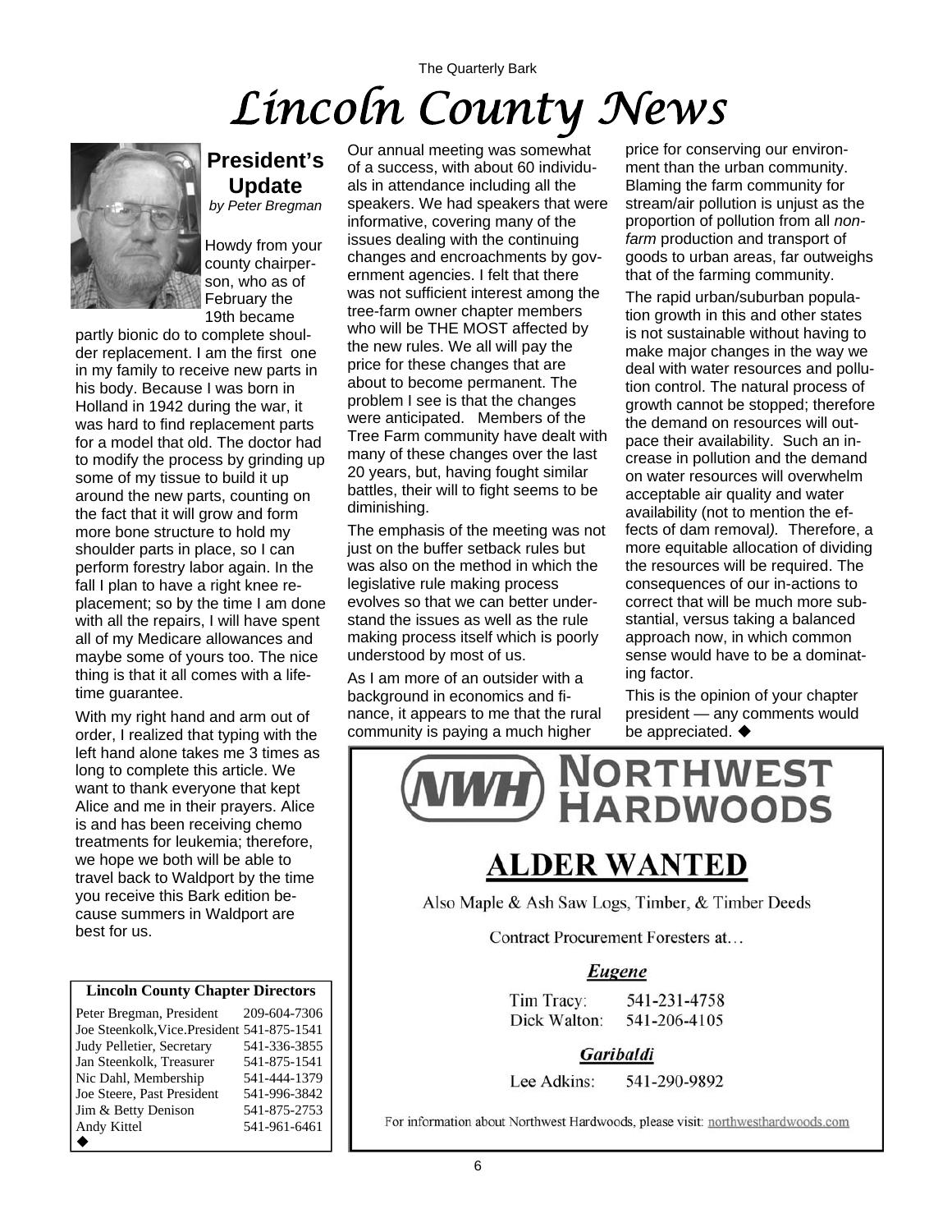# Lincoln County News

## President's Update

*by Peter Bregman*

Howdy from your county chairperson, who as of February the 19th became partly bionic do to complete shoulder replacement. I am the first one in my family to receive new parts in his body. Because I was born in Holland in 1942 during the war, it was hard to find replacement parts for a model that old. The doctor had to modify the process by grinding up some of my tissue to build it up around the new parts, counting on the fact that it will grow and form more bone structure to hold my shoulder parts in place, so I can perform forestry labor again. In the fall I plan to have a right knee replacement; so by the time I am done with all the repairs, I will have spent all of my Medicare allowances and maybe some of yours too. The nice thing is that it all comes with a lifetime guarantee.

With my right hand and arm out of order, I realized that typing with the left hand alone takes me 3 times as long to complete this article. We want to thank everyone that kept Alice and me in their prayers. Alice is and has been receiving chemo treatments for leukemia; therefore, we hope we both will be able to travel back to Waldport by the time you receive this Bark edition because summers in Waldport are best for us.

Our annual meeting was somewhat of a success, with about 60 individuals in attendance including all the speakers. We had speakers that were informative, covering many of the issues dealing with the continuing changes and encroachments by government agencies. I felt that there was not sufficient interest among the tree-farm owner chapter members who will be THE MOST affected by the new rules. We all will pay the price for these changes that are about to become permanent. The problem I see is that the changes were anticipated. Members of the Tree Farm community have dealt with many of these changes over the last 20 years, but, having fought similar battles, their will to fight seems to be diminishing.

The emphasis of the meeting was not just on the buffer setback rules but was also on the method in which the legislative rule making process evolves so that we can better understand the issues as well as the rule making process itself which is poorly understood by most of us.

As I am more of an outsider with a background in economics and finance, it appears to me that the rural community is paying a much higher price for conserving our environment than the urban community. Blaming the farm community for stream/air pollution is unjust as the proportion of pollution from all *non-farm* production and transport of goods to urban areas, far outweighs that of the farming community.

The rapid urban/suburban population growth in this and other states is not sustainable without having to make major changes in the way we deal with water resources and pollution control. The natural process of growth cannot be stopped; therefore the demand on resources will outpace their availability. Such an increase in pollution and the demand on water resources will overwhelm acceptable air quality and water availability (not to mention the effects of dam removal*).* Therefore, a more equitable allocation of dividing the resources will be required. The consequences of our in-actions to correct that will be much more substantial, versus taking a balanced approach now, in which common sense would have to be a dominating factor.

This is the opinion of your chapter president — any comments would be appreciated. ◆

| Lincoln County Chapter Directors | |
|---|---|
| Peter Bregman, President | 209-604-7306 |
| Joe Steenkolk, Vice.President | 541-875-1541 |
| Judy Pelletier, Secretary | 541-336-3855 |
| Jan Steenkolk, Treasurer | 541-875-1541 |
| Nic Dahl, Membership | 541-444-1379 |
| Joe Steere, Past President | 541-996-3842 |
| Jim & Betty Denison | 541-875-2753 |
| Andy Kittel | 541-961-6461 |

◆

**NWH NORTHWEST HARDWOODS**

## ALDER WANTED

Also Maple & Ash Saw Logs, Timber, & Timber Deeds

Contract Procurement Foresters at…

***Eugene***

Tim Tracy: 541-231-4758
Dick Walton: 541-206-4105

***Garibaldi***

Lee Adkins: 541-290-9892

For information about Northwest Hardwoods, please visit: northwesthardwoods.com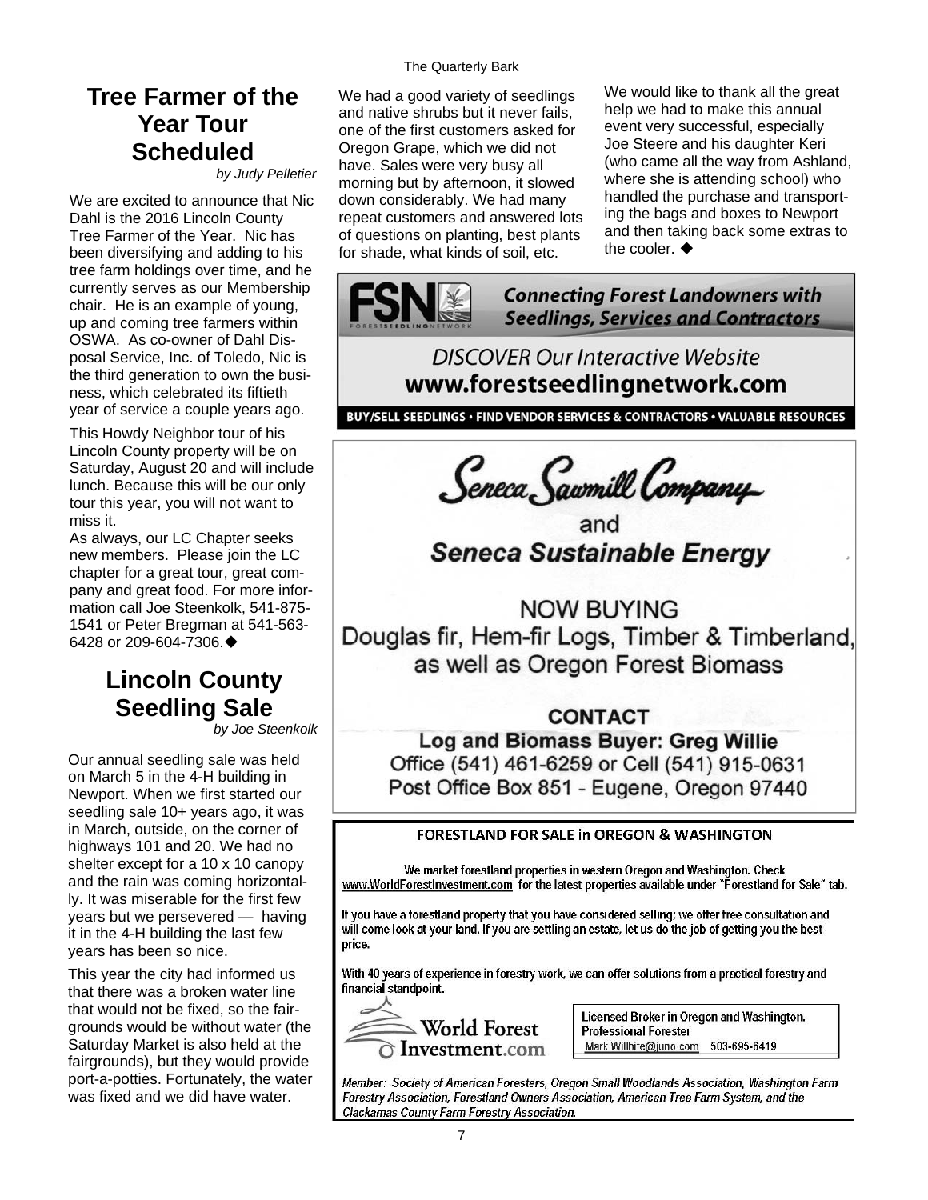## Tree Farmer of the Year Tour Scheduled

*by Judy Pelletier*

We are excited to announce that Nic Dahl is the 2016 Lincoln County Tree Farmer of the Year. Nic has been diversifying and adding to his tree farm holdings over time, and he currently serves as our Membership chair. He is an example of young, up and coming tree farmers within OSWA. As co-owner of Dahl Disposal Service, Inc. of Toledo, Nic is the third generation to own the business, which celebrated its fiftieth year of service a couple years ago.

This Howdy Neighbor tour of his Lincoln County property will be on Saturday, August 20 and will include lunch. Because this will be our only tour this year, you will not want to miss it.

As always, our LC Chapter seeks new members. Please join the LC chapter for a great tour, great company and great food. For more information call Joe Steenkolk, 541-875-1541 or Peter Bregman at 541-563-6428 or 209-604-7306.◆

## Lincoln County Seedling Sale

*by Joe Steenkolk*

Our annual seedling sale was held on March 5 in the 4-H building in Newport. When we first started our seedling sale 10+ years ago, it was in March, outside, on the corner of highways 101 and 20. We had no shelter except for a 10 x 10 canopy and the rain was coming horizontally. It was miserable for the first few years but we persevered — having it in the 4-H building the last few years has been so nice.

This year the city had informed us that there was a broken water line that would not be fixed, so the fairgrounds would be without water (the Saturday Market is also held at the fairgrounds), but they would provide port-a-potties. Fortunately, the water was fixed and we did have water.

We had a good variety of seedlings and native shrubs but it never fails, one of the first customers asked for Oregon Grape, which we did not have. Sales were very busy all morning but by afternoon, it slowed down considerably. We had many repeat customers and answered lots of questions on planting, best plants for shade, what kinds of soil, etc.

We would like to thank all the great help we had to make this annual event very successful, especially Joe Steere and his daughter Keri (who came all the way from Ashland, where she is attending school) who handled the purchase and transporting the bags and boxes to Newport and then taking back some extras to the cooler. ◆

---

**FSN** FOREST SEEDLING NETWORK

**Connecting Forest Landowners with Seedlings, Services and Contractors**

DISCOVER Our Interactive Website
**www.forestseedlingnetwork.com**

**BUY/SELL SEEDLINGS • FIND VENDOR SERVICES & CONTRACTORS • VALUABLE RESOURCES**

---

*Seneca Sawmill Company*
and
***Seneca Sustainable Energy***

NOW BUYING
Douglas fir, Hem-fir Logs, Timber & Timberland, as well as Oregon Forest Biomass

**CONTACT**
**Log and Biomass Buyer: Greg Willie**
Office (541) 461-6259 or Cell (541) 915-0631
Post Office Box 851 - Eugene, Oregon 97440

---

**FORESTLAND FOR SALE in OREGON & WASHINGTON**

We market forestland properties in western Oregon and Washington. Check www.WorldForestInvestment.com for the latest properties available under "Forestland for Sale" tab.

If you have a forestland property that you have considered selling; we offer free consultation and will come look at your land. If you are settling an estate, let us do the job of getting you the best price.

With 40 years of experience in forestry work, we can offer solutions from a practical forestry and financial standpoint.

World Forest Investment.com

Licensed Broker in Oregon and Washington.
Professional Forester
Mark.Willhite@juno.com 503-695-6419

*Member: Society of American Foresters, Oregon Small Woodlands Association, Washington Farm Forestry Association, Forestland Owners Association, American Tree Farm System, and the Clackamas County Farm Forestry Association.*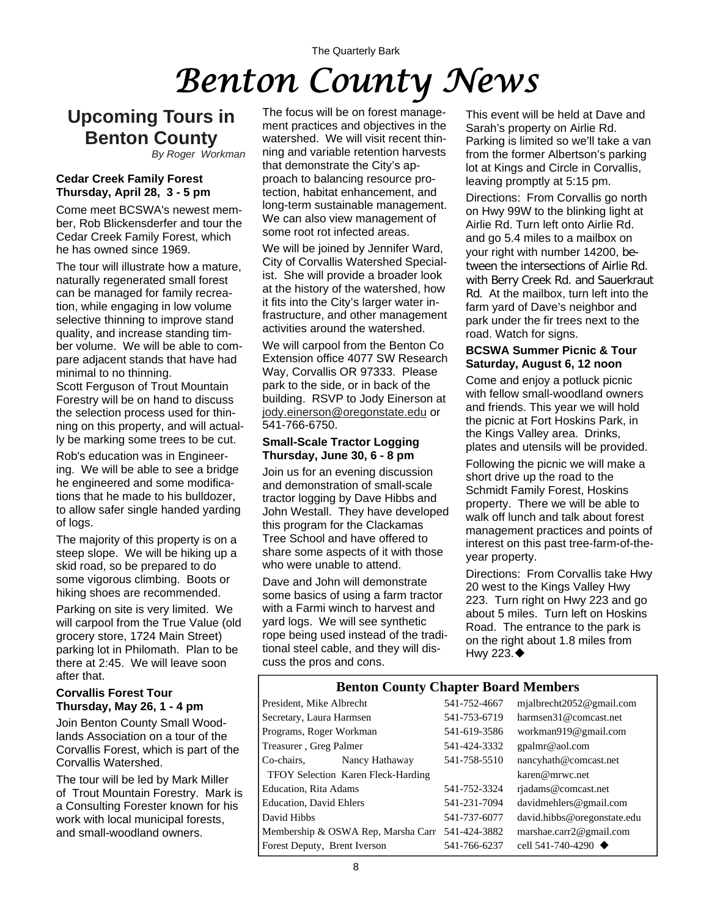# Benton County News

## Upcoming Tours in Benton County

*By Roger Workman*

**Cedar Creek Family Forest**
**Thursday, April 28, 3 - 5 pm**

Come meet BCSWA's newest member, Rob Blickensderfer and tour the Cedar Creek Family Forest, which he has owned since 1969.

The tour will illustrate how a mature, naturally regenerated small forest can be managed for family recreation, while engaging in low volume selective thinning to improve stand quality, and increase standing timber volume. We will be able to compare adjacent stands that have had minimal to no thinning.
Scott Ferguson of Trout Mountain Forestry will be on hand to discuss the selection process used for thinning on this property, and will actually be marking some trees to be cut.

Rob's education was in Engineering. We will be able to see a bridge he engineered and some modifications that he made to his bulldozer, to allow safer single handed yarding of logs.

The majority of this property is on a steep slope. We will be hiking up a skid road, so be prepared to do some vigorous climbing. Boots or hiking shoes are recommended.

Parking on site is very limited. We will carpool from the True Value (old grocery store, 1724 Main Street) parking lot in Philomath. Plan to be there at 2:45. We will leave soon after that.

**Corvallis Forest Tour**
**Thursday, May 26, 1 - 4 pm**

Join Benton County Small Woodlands Association on a tour of the Corvallis Forest, which is part of the Corvallis Watershed.

The tour will be led by Mark Miller of Trout Mountain Forestry. Mark is a Consulting Forester known for his work with local municipal forests, and small-woodland owners.

The focus will be on forest management practices and objectives in the watershed. We will visit recent thinning and variable retention harvests that demonstrate the City's approach to balancing resource protection, habitat enhancement, and long-term sustainable management. We can also view management of some root rot infected areas.

We will be joined by Jennifer Ward, City of Corvallis Watershed Specialist. She will provide a broader look at the history of the watershed, how it fits into the City's larger water infrastructure, and other management activities around the watershed.

We will carpool from the Benton Co Extension office 4077 SW Research Way, Corvallis OR 97333. Please park to the side, or in back of the building. RSVP to Jody Einerson at jody.einerson@oregonstate.edu or 541-766-6750.

**Small-Scale Tractor Logging**
**Thursday, June 30, 6 - 8 pm**

Join us for an evening discussion and demonstration of small-scale tractor logging by Dave Hibbs and John Westall. They have developed this program for the Clackamas Tree School and have offered to share some aspects of it with those who were unable to attend.

Dave and John will demonstrate some basics of using a farm tractor with a Farmi winch to harvest and yard logs. We will see synthetic rope being used instead of the traditional steel cable, and they will discuss the pros and cons.

This event will be held at Dave and Sarah's property on Airlie Rd. Parking is limited so we'll take a van from the former Albertson's parking lot at Kings and Circle in Corvallis, leaving promptly at 5:15 pm.

Directions: From Corvallis go north on Hwy 99W to the blinking light at Airlie Rd. Turn left onto Airlie Rd. and go 5.4 miles to a mailbox on your right with number 14200, between the intersections of Airlie Rd. with Berry Creek Rd. and Sauerkraut Rd. At the mailbox, turn left into the farm yard of Dave's neighbor and park under the fir trees next to the road. Watch for signs.

**BCSWA Summer Picnic & Tour**
**Saturday, August 6, 12 noon**

Come and enjoy a potluck picnic with fellow small-woodland owners and friends. This year we will hold the picnic at Fort Hoskins Park, in the Kings Valley area. Drinks, plates and utensils will be provided.

Following the picnic we will make a short drive up the road to the Schmidt Family Forest, Hoskins property. There we will be able to walk off lunch and talk about forest management practices and points of interest on this past tree-farm-of-the-year property.

Directions: From Corvallis take Hwy 20 west to the Kings Valley Hwy 223. Turn right on Hwy 223 and go about 5 miles. Turn left on Hoskins Road. The entrance to the park is on the right about 1.8 miles from Hwy 223.◆

### Benton County Chapter Board Members

| Position, Name | Phone | Email |
|---|---|---|
| President, Mike Albrecht | 541-752-4667 | mjalbrecht2052@gmail.com |
| Secretary, Laura Harmsen | 541-753-6719 | harmsen31@comcast.net |
| Programs, Roger Workman | 541-619-3586 | workman919@gmail.com |
| Treasurer , Greg Palmer | 541-424-3332 | gpalmr@aol.com |
| Co-chairs, Nancy Hathaway | 541-758-5510 | nancyhath@comcast.net |
| TFOY Selection Karen Fleck-Harding | | karen@mrwc.net |
| Education, Rita Adams | 541-752-3324 | rjadams@comcast.net |
| Education, David Ehlers | 541-231-7094 | davidmehlers@gmail.com |
| David Hibbs | 541-737-6077 | david.hibbs@oregonstate.edu |
| Membership & OSWA Rep, Marsha Carr | 541-424-3882 | marshae.carr2@gmail.com |
| Forest Deputy, Brent Iverson | 541-766-6237 | cell 541-740-4290 ◆ |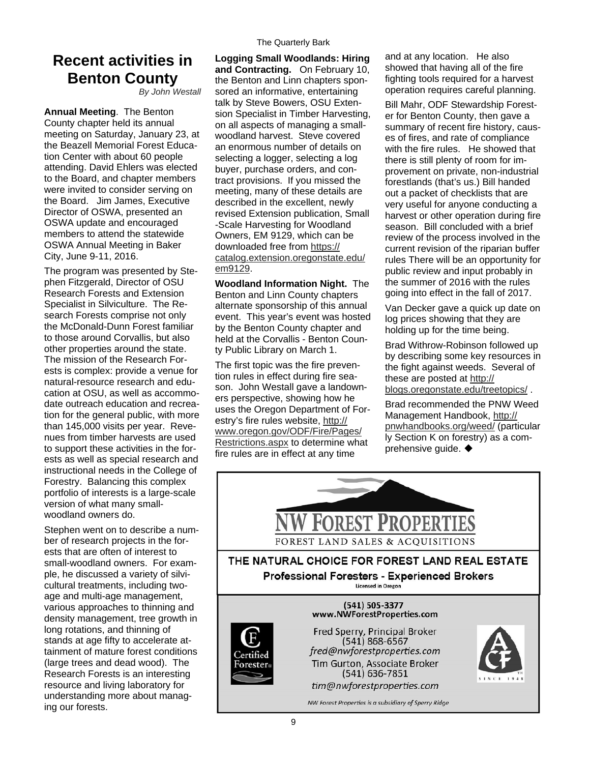# Recent activities in Benton County

*By John Westall*

**Annual Meeting**. The Benton County chapter held its annual meeting on Saturday, January 23, at the Beazell Memorial Forest Education Center with about 60 people attending. David Ehlers was elected to the Board, and chapter members were invited to consider serving on the Board. Jim James, Executive Director of OSWA, presented an OSWA update and encouraged members to attend the statewide OSWA Annual Meeting in Baker City, June 9-11, 2016.

The program was presented by Stephen Fitzgerald, Director of OSU Research Forests and Extension Specialist in Silviculture. The Research Forests comprise not only the McDonald-Dunn Forest familiar to those around Corvallis, but also other properties around the state. The mission of the Research Forests is complex: provide a venue for natural-resource research and education at OSU, as well as accommodate outreach education and recreation for the general public, with more than 145,000 visits per year. Revenues from timber harvests are used to support these activities in the forests as well as special research and instructional needs in the College of Forestry. Balancing this complex portfolio of interests is a large-scale version of what many small-woodland owners do.

Stephen went on to describe a number of research projects in the forests that are often of interest to small-woodland owners. For example, he discussed a variety of silvicultural treatments, including two-age and multi-age management, various approaches to thinning and density management, tree growth in long rotations, and thinning of stands at age fifty to accelerate attainment of mature forest conditions (large trees and dead wood). The Research Forests is an interesting resource and living laboratory for understanding more about managing our forests.

**Logging Small Woodlands: Hiring and Contracting.** On February 10, the Benton and Linn chapters sponsored an informative, entertaining talk by Steve Bowers, OSU Extension Specialist in Timber Harvesting, on all aspects of managing a small-woodland harvest. Steve covered an enormous number of details on selecting a logger, selecting a log buyer, purchase orders, and contract provisions. If you missed the meeting, many of these details are described in the excellent, newly revised Extension publication, Small -Scale Harvesting for Woodland Owners, EM 9129, which can be downloaded free from https://catalog.extension.oregonstate.edu/em9129.

**Woodland Information Night.** The Benton and Linn County chapters alternate sponsorship of this annual event. This year's event was hosted by the Benton County chapter and held at the Corvallis - Benton County Public Library on March 1.

The first topic was the fire prevention rules in effect during fire season. John Westall gave a landowners perspective, showing how he uses the Oregon Department of Forestry's fire rules website, http://www.oregon.gov/ODF/Fire/Pages/Restrictions.aspx to determine what fire rules are in effect at any time and at any location. He also showed that having all of the fire fighting tools required for a harvest operation requires careful planning.

Bill Mahr, ODF Stewardship Forester for Benton County, then gave a summary of recent fire history, causes of fires, and rate of compliance with the fire rules. He showed that there is still plenty of room for improvement on private, non-industrial forestlands (that's us.) Bill handed out a packet of checklists that are very useful for anyone conducting a harvest or other operation during fire season. Bill concluded with a brief review of the process involved in the current revision of the riparian buffer rules There will be an opportunity for public review and input probably in the summer of 2016 with the rules going into effect in the fall of 2017.

Van Decker gave a quick up date on log prices showing that they are holding up for the time being.

Brad Withrow-Robinson followed up by describing some key resources in the fight against weeds. Several of these are posted at http://blogs.oregonstate.edu/treetopics/ .

Brad recommended the PNW Weed Management Handbook, http://pnwhandbooks.org/weed/ (particularly Section K on forestry) as a comprehensive guide. ◆

---

**NW FOREST PROPERTIES**
FOREST LAND SALES & ACQUISITIONS

**THE NATURAL CHOICE FOR FOREST LAND REAL ESTATE**
**Professional Foresters - Experienced Brokers**
Licensed in Oregon

(541) 505-3377
www.NWForestProperties.com

Fred Sperry, Principal Broker
(541) 868-6567
*fred@nwforestproperties.com*

Tim Gurton, Associate Broker
(541) 636-7851
*tim@nwforestproperties.com*

Certified Forester

ACF Since 1948

*NW Forest Properties is a subsidiary of Sperry Ridge*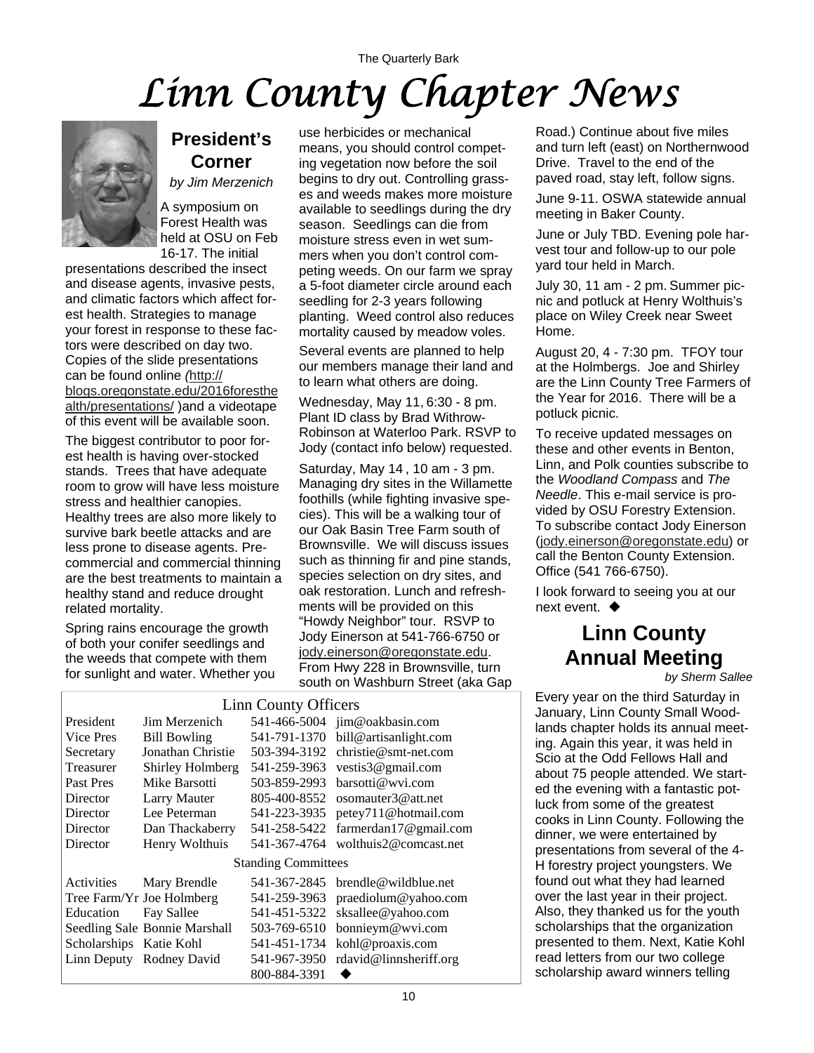# Linn County Chapter News

## President's Corner

*by Jim Merzenich*

A symposium on Forest Health was held at OSU on Feb 16-17. The initial presentations described the insect and disease agents, invasive pests, and climatic factors which affect forest health. Strategies to manage your forest in response to these factors were described on day two. Copies of the slide presentations can be found online *(*http://blogs.oregonstate.edu/2016foresthealth/presentations/ )and a videotape of this event will be available soon.

The biggest contributor to poor forest health is having over-stocked stands. Trees that have adequate room to grow will have less moisture stress and healthier canopies. Healthy trees are also more likely to survive bark beetle attacks and are less prone to disease agents. Pre-commercial and commercial thinning are the best treatments to maintain a healthy stand and reduce drought related mortality.

Spring rains encourage the growth of both your conifer seedlings and the weeds that compete with them for sunlight and water. Whether you use herbicides or mechanical means, you should control competing vegetation now before the soil begins to dry out. Controlling grasses and weeds makes more moisture available to seedlings during the dry season. Seedlings can die from moisture stress even in wet summers when you don't control competing weeds. On our farm we spray a 5-foot diameter circle around each seedling for 2-3 years following planting. Weed control also reduces mortality caused by meadow voles.

Several events are planned to help our members manage their land and to learn what others are doing.

Wednesday, May 11, 6:30 - 8 pm. Plant ID class by Brad Withrow-Robinson at Waterloo Park. RSVP to Jody (contact info below) requested.

Saturday, May 14 , 10 am - 3 pm. Managing dry sites in the Willamette foothills (while fighting invasive species). This will be a walking tour of our Oak Basin Tree Farm south of Brownsville. We will discuss issues such as thinning fir and pine stands, species selection on dry sites, and oak restoration. Lunch and refreshments will be provided on this "Howdy Neighbor" tour. RSVP to Jody Einerson at 541-766-6750 or jody.einerson@oregonstate.edu. From Hwy 228 in Brownsville, turn south on Washburn Street (aka Gap Road.) Continue about five miles and turn left (east) on Northernwood Drive. Travel to the end of the paved road, stay left, follow signs.

June 9-11. OSWA statewide annual meeting in Baker County.

June or July TBD. Evening pole harvest tour and follow-up to our pole yard tour held in March.

July 30, 11 am - 2 pm. Summer picnic and potluck at Henry Wolthuis's place on Wiley Creek near Sweet Home.

August 20, 4 - 7:30 pm. TFOY tour at the Holmbergs. Joe and Shirley are the Linn County Tree Farmers of the Year for 2016. There will be a potluck picnic.

To receive updated messages on these and other events in Benton, Linn, and Polk counties subscribe to the *Woodland Compass* and *The Needle*. This e-mail service is provided by OSU Forestry Extension. To subscribe contact Jody Einerson (jody.einerson@oregonstate.edu) or call the Benton County Extension. Office (541 766-6750).

I look forward to seeing you at our next event. ◆

## Linn County Annual Meeting

*by Sherm Sallee*

Every year on the third Saturday in January, Linn County Small Woodlands chapter holds its annual meeting. Again this year, it was held in Scio at the Odd Fellows Hall and about 75 people attended. We started the evening with a fantastic potluck from some of the greatest cooks in Linn County. Following the dinner, we were entertained by presentations from several of the 4-H forestry project youngsters. We found out what they had learned over the last year in their project. Also, they thanked us for the youth scholarships that the organization presented to them. Next, Katie Kohl read letters from our two college scholarship award winners telling

### Linn County Officers

| Position | Name | Phone | Email |
|---|---|---|---|
| President | Jim Merzenich | 541-466-5004 | jim@oakbasin.com |
| Vice Pres | Bill Bowling | 541-791-1370 | bill@artisanlight.com |
| Secretary | Jonathan Christie | 503-394-3192 | christie@smt-net.com |
| Treasurer | Shirley Holmberg | 541-259-3963 | vestis3@gmail.com |
| Past Pres | Mike Barsotti | 503-859-2993 | barsotti@wvi.com |
| Director | Larry Mauter | 805-400-8552 | osomauter3@att.net |
| Director | Lee Peterman | 541-223-3935 | petey711@hotmail.com |
| Director | Dan Thackaberry | 541-258-5422 | farmerdan17@gmail.com |
| Director | Henry Wolthuis | 541-367-4764 | wolthuis2@comcast.net |
| **Standing Committees** | | | |
| Activities | Mary Brendle | 541-367-2845 | brendle@wildblue.net |
| Tree Farm/Yr | Joe Holmberg | 541-259-3963 | praediolum@yahoo.com |
| Education | Fay Sallee | 541-451-5322 | sksallee@yahoo.com |
| Seedling Sale | Bonnie Marshall | 503-769-6510 | bonnieym@wvi.com |
| Scholarships | Katie Kohl | 541-451-1734 | kohl@proaxis.com |
| Linn Deputy | Rodney David | 541-967-3950 | rdavid@linnsheriff.org |
| | | 800-884-3391 | ◆ |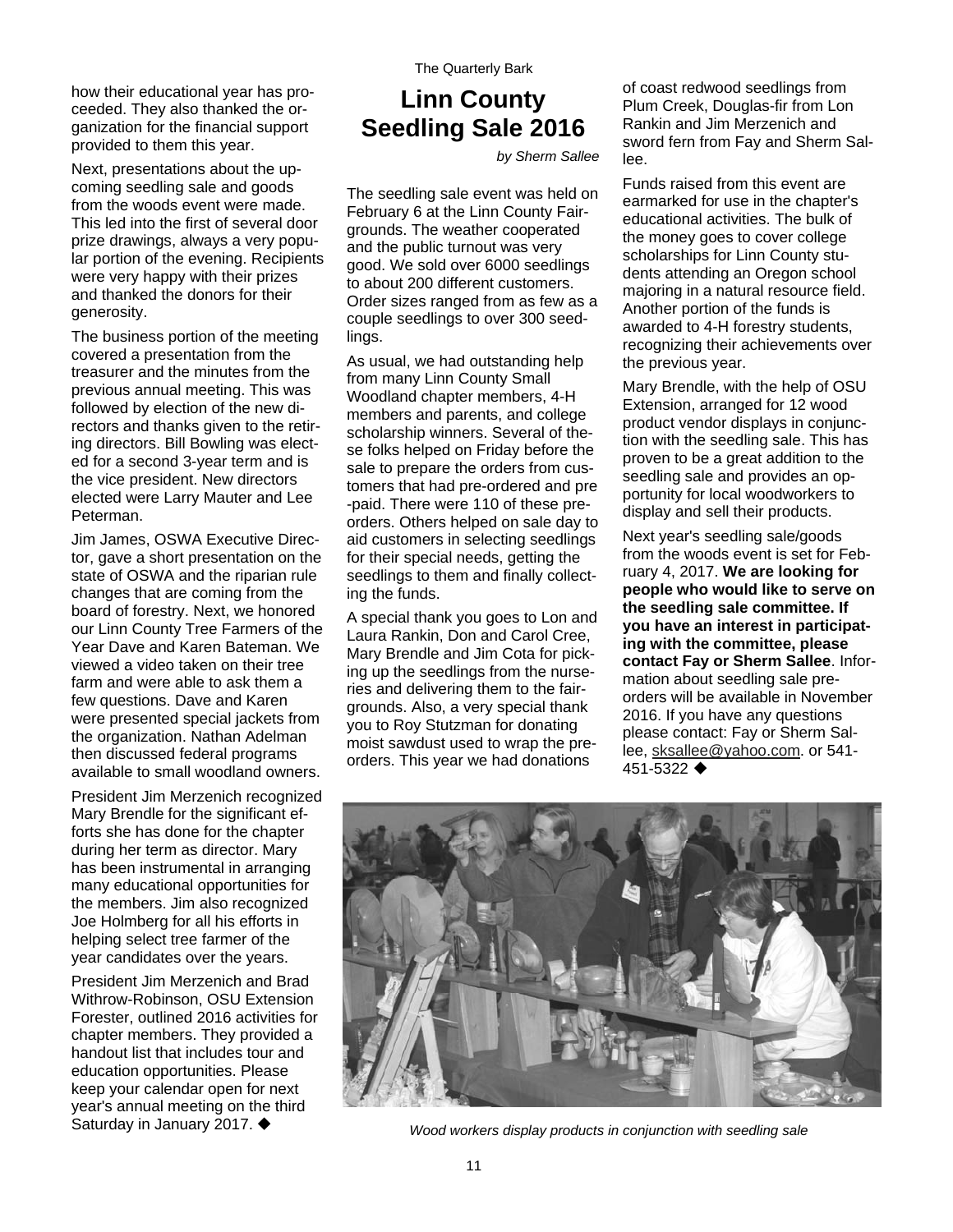how their educational year has proceeded. They also thanked the organization for the financial support provided to them this year.

Next, presentations about the upcoming seedling sale and goods from the woods event were made. This led into the first of several door prize drawings, always a very popular portion of the evening. Recipients were very happy with their prizes and thanked the donors for their generosity.

The business portion of the meeting covered a presentation from the treasurer and the minutes from the previous annual meeting. This was followed by election of the new directors and thanks given to the retiring directors. Bill Bowling was elected for a second 3-year term and is the vice president. New directors elected were Larry Mauter and Lee Peterman.

Jim James, OSWA Executive Director, gave a short presentation on the state of OSWA and the riparian rule changes that are coming from the board of forestry. Next, we honored our Linn County Tree Farmers of the Year Dave and Karen Bateman. We viewed a video taken on their tree farm and were able to ask them a few questions. Dave and Karen were presented special jackets from the organization. Nathan Adelman then discussed federal programs available to small woodland owners.

President Jim Merzenich recognized Mary Brendle for the significant efforts she has done for the chapter during her term as director. Mary has been instrumental in arranging many educational opportunities for the members. Jim also recognized Joe Holmberg for all his efforts in helping select tree farmer of the year candidates over the years.

President Jim Merzenich and Brad Withrow-Robinson, OSU Extension Forester, outlined 2016 activities for chapter members. They provided a handout list that includes tour and education opportunities. Please keep your calendar open for next year's annual meeting on the third Saturday in January 2017. ◆

# Linn County Seedling Sale 2016

*by Sherm Sallee*

The seedling sale event was held on February 6 at the Linn County Fairgrounds. The weather cooperated and the public turnout was very good. We sold over 6000 seedlings to about 200 different customers. Order sizes ranged from as few as a couple seedlings to over 300 seedlings.

As usual, we had outstanding help from many Linn County Small Woodland chapter members, 4-H members and parents, and college scholarship winners. Several of these folks helped on Friday before the sale to prepare the orders from customers that had pre-ordered and pre-paid. There were 110 of these pre-orders. Others helped on sale day to aid customers in selecting seedlings for their special needs, getting the seedlings to them and finally collecting the funds.

A special thank you goes to Lon and Laura Rankin, Don and Carol Cree, Mary Brendle and Jim Cota for picking up the seedlings from the nurseries and delivering them to the fairgrounds. Also, a very special thank you to Roy Stutzman for donating moist sawdust used to wrap the pre-orders. This year we had donations of coast redwood seedlings from Plum Creek, Douglas-fir from Lon Rankin and Jim Merzenich and sword fern from Fay and Sherm Sallee.

Funds raised from this event are earmarked for use in the chapter's educational activities. The bulk of the money goes to cover college scholarships for Linn County students attending an Oregon school majoring in a natural resource field. Another portion of the funds is awarded to 4-H forestry students, recognizing their achievements over the previous year.

Mary Brendle, with the help of OSU Extension, arranged for 12 wood product vendor displays in conjunction with the seedling sale. This has proven to be a great addition to the seedling sale and provides an opportunity for local woodworkers to display and sell their products.

Next year's seedling sale/goods from the woods event is set for February 4, 2017. **We are looking for people who would like to serve on the seedling sale committee. If you have an interest in participating with the committee, please contact Fay or Sherm Sallee**. Information about seedling sale pre-orders will be available in November 2016. If you have any questions please contact: Fay or Sherm Sallee, sksallee@yahoo.com. or 541-451-5322 ◆

*Wood workers display products in conjunction with seedling sale*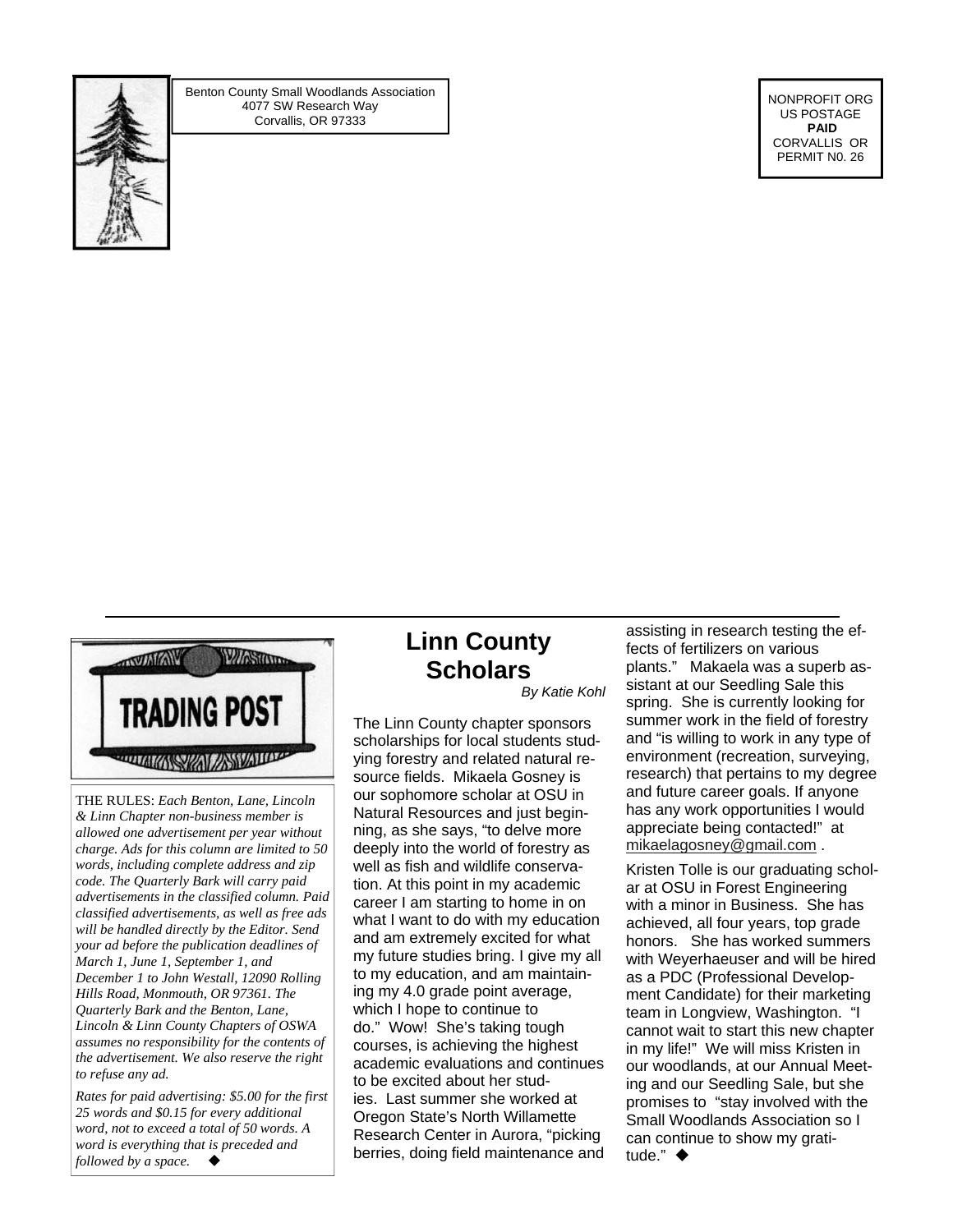Benton County Small Woodlands Association
4077 SW Research Way
Corvallis, OR 97333

NONPROFIT ORG
US POSTAGE
**PAID**
CORVALLIS OR
PERMIT N0. 26

## TRADING POST

THE RULES: *Each Benton, Lane, Lincoln & Linn Chapter non-business member is allowed one advertisement per year without charge. Ads for this column are limited to 50 words, including complete address and zip code. The Quarterly Bark will carry paid advertisements in the classified column. Paid classified advertisements, as well as free ads will be handled directly by the Editor. Send your ad before the publication deadlines of March 1, June 1, September 1, and December 1 to John Westall, 12090 Rolling Hills Road, Monmouth, OR 97361. The Quarterly Bark and the Benton, Lane, Lincoln & Linn County Chapters of OSWA assumes no responsibility for the contents of the advertisement. We also reserve the right to refuse any ad.*

*Rates for paid advertising: $5.00 for the first 25 words and $0.15 for every additional word, not to exceed a total of 50 words. A word is everything that is preceded and followed by a space.* ◆

## Linn County Scholars

*By Katie Kohl*

The Linn County chapter sponsors scholarships for local students studying forestry and related natural resource fields. Mikaela Gosney is our sophomore scholar at OSU in Natural Resources and just beginning, as she says, "to delve more deeply into the world of forestry as well as fish and wildlife conservation. At this point in my academic career I am starting to home in on what I want to do with my education and am extremely excited for what my future studies bring. I give my all to my education, and am maintaining my 4.0 grade point average, which I hope to continue to do." Wow! She's taking tough courses, is achieving the highest academic evaluations and continues to be excited about her studies. Last summer she worked at Oregon State's North Willamette Research Center in Aurora, "picking berries, doing field maintenance and assisting in research testing the effects of fertilizers on various plants." Makaela was a superb assistant at our Seedling Sale this spring. She is currently looking for summer work in the field of forestry and "is willing to work in any type of environment (recreation, surveying, research) that pertains to my degree and future career goals. If anyone has any work opportunities I would appreciate being contacted!" at mikaelagosney@gmail.com .

Kristen Tolle is our graduating scholar at OSU in Forest Engineering with a minor in Business. She has achieved, all four years, top grade honors. She has worked summers with Weyerhaeuser and will be hired as a PDC (Professional Development Candidate) for their marketing team in Longview, Washington. "I cannot wait to start this new chapter in my life!" We will miss Kristen in our woodlands, at our Annual Meeting and our Seedling Sale, but she promises to "stay involved with the Small Woodlands Association so I can continue to show my gratitude." ◆